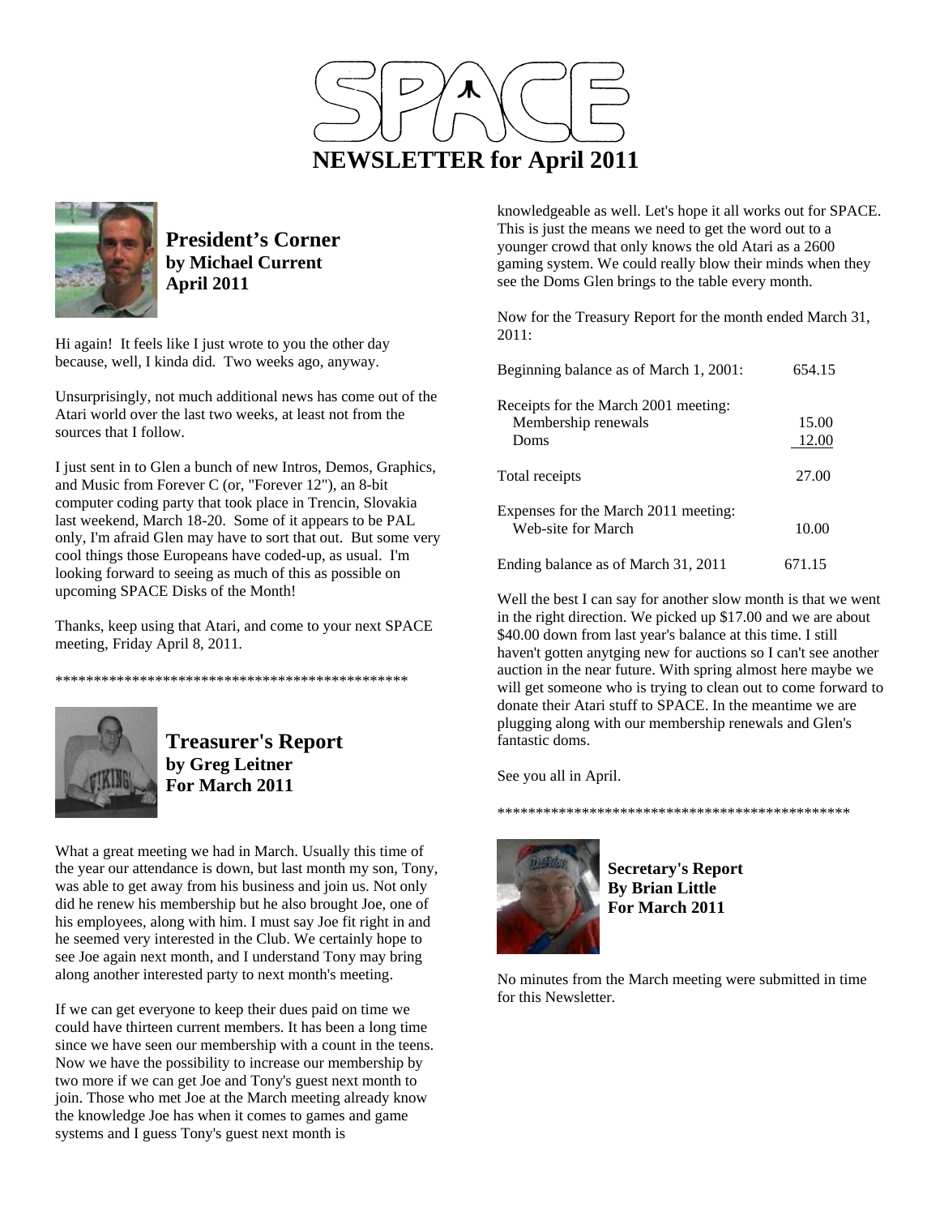# NEWSLETTER for April 2011

## President's Corner
**by Michael Current**
**April 2011**

Hi again! It feels like I just wrote to you the other day because, well, I kinda did. Two weeks ago, anyway.

Unsurprisingly, not much additional news has come out of the Atari world over the last two weeks, at least not from the sources that I follow.

I just sent in to Glen a bunch of new Intros, Demos, Graphics, and Music from Forever C (or, "Forever 12"), an 8-bit computer coding party that took place in Trencin, Slovakia last weekend, March 18-20. Some of it appears to be PAL only, I'm afraid Glen may have to sort that out. But some very cool things those Europeans have coded-up, as usual. I'm looking forward to seeing as much of this as possible on upcoming SPACE Disks of the Month!

Thanks, keep using that Atari, and come to your next SPACE meeting, Friday April 8, 2011.

************************************************

## Treasurer's Report
**by Greg Leitner**
**For March 2011**

What a great meeting we had in March. Usually this time of the year our attendance is down, but last month my son, Tony, was able to get away from his business and join us. Not only did he renew his membership but he also brought Joe, one of his employees, along with him. I must say Joe fit right in and he seemed very interested in the Club. We certainly hope to see Joe again next month, and I understand Tony may bring along another interested party to next month's meeting.

If we can get everyone to keep their dues paid on time we could have thirteen current members. It has been a long time since we have seen our membership with a count in the teens. Now we have the possibility to increase our membership by two more if we can get Joe and Tony's guest next month to join. Those who met Joe at the March meeting already know the knowledge Joe has when it comes to games and game systems and I guess Tony's guest next month is knowledgeable as well. Let's hope it all works out for SPACE. This is just the means we need to get the word out to a younger crowd that only knows the old Atari as a 2600 gaming system. We could really blow their minds when they see the Doms Glen brings to the table every month.

Now for the Treasury Report for the month ended March 31, 2011:

| | |
|---|---|
| Beginning balance as of March 1, 2001: | 654.15 |
| Receipts for the March 2001 meeting: | |
| Membership renewals | 15.00 |
| Doms | 12.00 |
| Total receipts | 27.00 |
| Expenses for the March 2011 meeting: | |
| Web-site for March | 10.00 |
| Ending balance as of March 31, 2011 | 671.15 |

Well the best I can say for another slow month is that we went in the right direction. We picked up $17.00 and we are about $40.00 down from last year's balance at this time. I still haven't gotten anytging new for auctions so I can't see another auction in the near future. With spring almost here maybe we will get someone who is trying to clean out to come forward to donate their Atari stuff to SPACE. In the meantime we are plugging along with our membership renewals and Glen's fantastic doms.

See you all in April.

************************************************

## Secretary's Report
**By Brian Little**
**For March 2011**

No minutes from the March meeting were submitted in time for this Newsletter.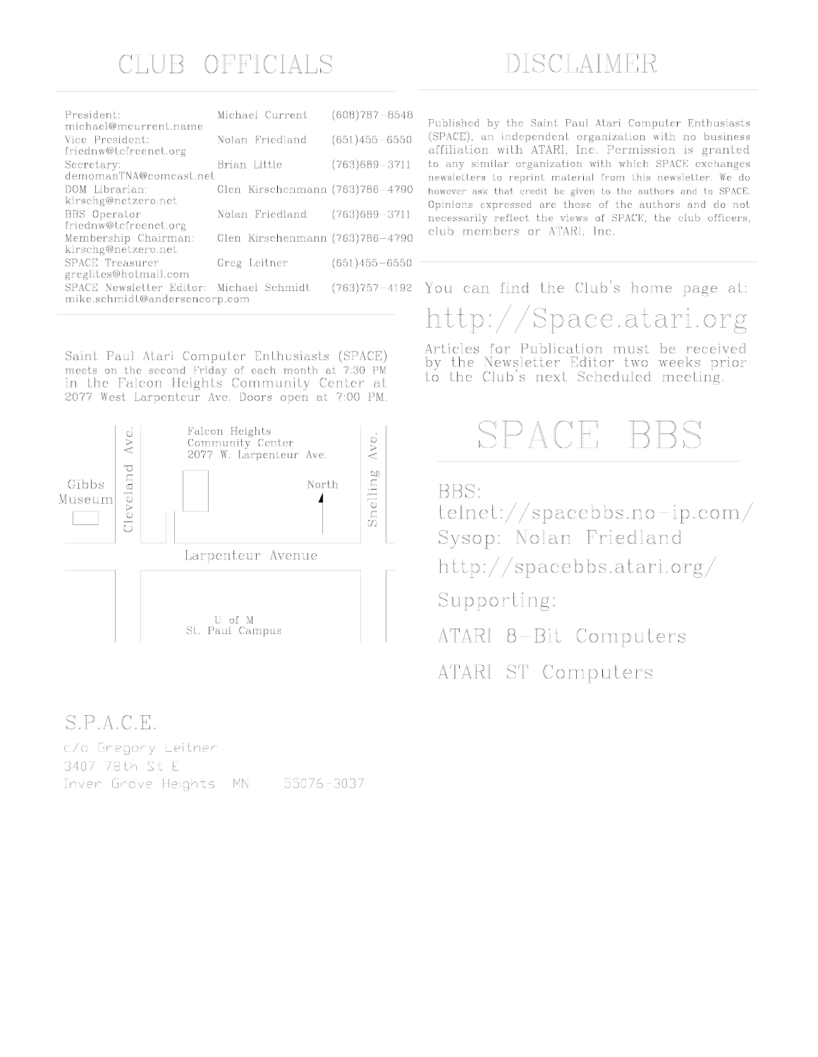# CLUB OFFICIALS

| | | |
|---|---|---|
| President: michael@mcurrent.name | Michael Current | (608)787-8548 |
| Vice President: friednw@tcfreenet.org | Nolan Friedland | (651)455-6550 |
| Secretary: demomanTNA@comcast.net | Brian Little | (763)689-3711 |
| DOM Librarian: kirschg@netzero.net | Glen Kirschenmann | (763)786-4790 |
| BBS Operator friednw@tcfreenet.org | Nolan Friedland | (763)689-3711 |
| Membership Chairman: kirschg@netzero.net | Glen Kirschenmann | (763)786-4790 |
| SPACE Treasurer greglites@hotmail.com | Greg Leitner | (651)455-6550 |
| SPACE Newsletter Editor: mike.schmidt@andersencorp.com | Michael Schmidt | (763)757-4192 |

Saint Paul Atari Computer Enthusiasts (SPACE) meets on the second Friday of each month at 7:30 PM in the Falcon Heights Community Center at 2077 West Larpenteur Ave. Doors open at 7:00 PM.

Falcon Heights
Community Center
2077 W. Larpenteur Ave.

Gibbs Museum

Cleveland Ave.

Snelling Ave.

North

Larpenteur Avenue

U of M
St. Paul Campus

S.P.A.C.E.

c/o Gregory Leitner
3407 78th St E
Inver Grove Heights MN 55076-3037

# DISCLAIMER

Published by the Saint Paul Atari Computer Enthusiasts (SPACE), an independent organization with no business affiliation with ATARI, Inc. Permission is granted to any similar organization with which SPACE exchanges newsletters to reprint material from this newsletter. We do however ask that credit be given to the authors and to SPACE. Opinions expressed are those of the authors and do not necessarily reflect the views of SPACE, the club officers, club members or ATARI, Inc.

You can find the Club's home page at:

http://Space.atari.org

Articles for Publication must be received by the Newsletter Editor two weeks prior to the Club's next Scheduled meeting.

# SPACE BBS

BBS:
telnet://spacebbs.no-ip.com/
Sysop: Nolan Friedland
http://spacebbs.atari.org/

Supporting:

ATARI 8-Bit Computers

ATARI ST Computers